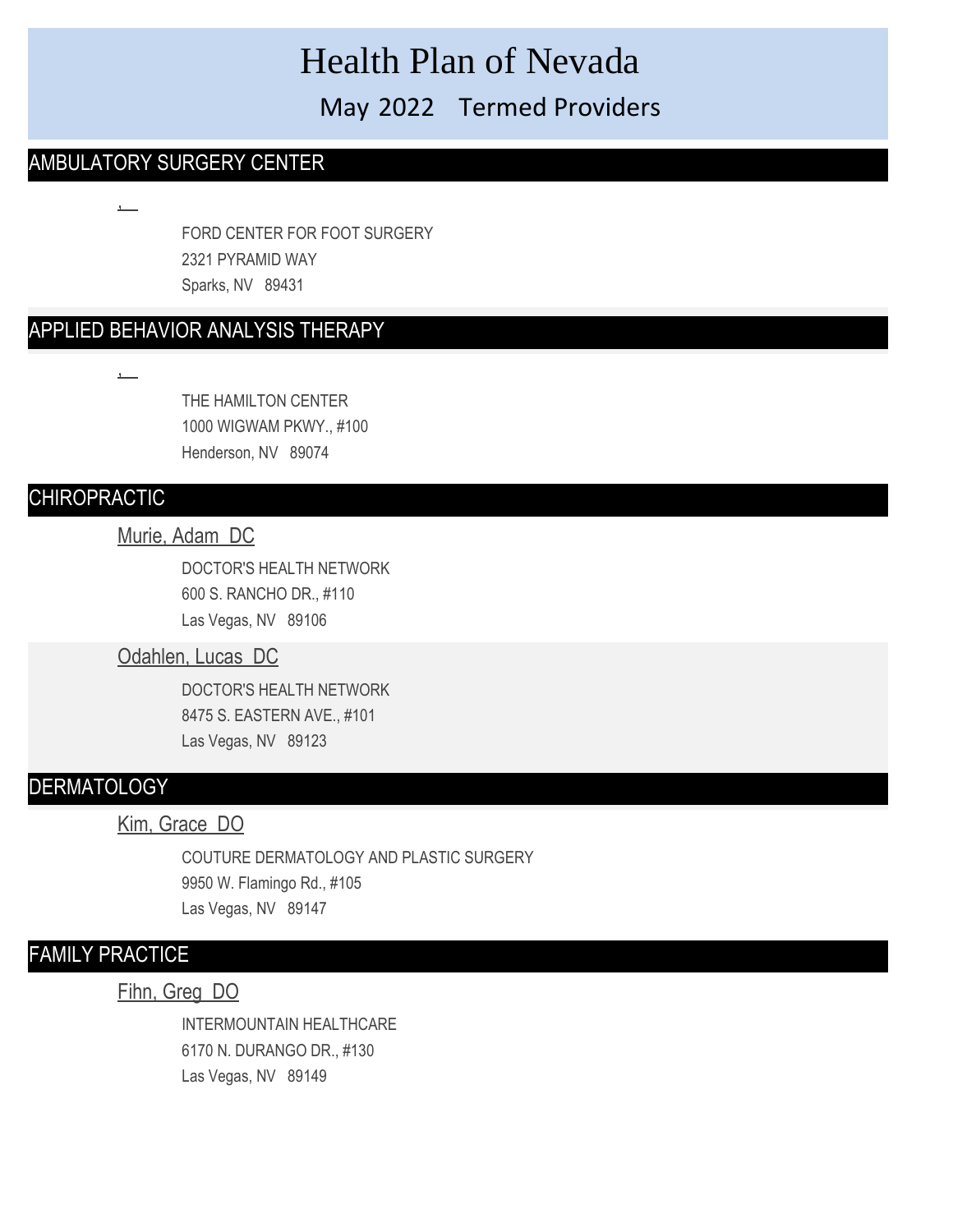# Health Plan of Nevada

## May 2022 Termed Providers

### AMBULATORY SURGERY CENTER

,

FORD CENTER FOR FOOT SURGERY
2321 PYRAMID WAY
Sparks, NV 89431

### APPLIED BEHAVIOR ANALYSIS THERAPY

,

THE HAMILTON CENTER
1000 WIGWAM PKWY., #100
Henderson, NV 89074

### CHIROPRACTIC

Murie, Adam DC

DOCTOR'S HEALTH NETWORK
600 S. RANCHO DR., #110
Las Vegas, NV 89106

Odahlen, Lucas DC

DOCTOR'S HEALTH NETWORK
8475 S. EASTERN AVE., #101
Las Vegas, NV 89123

### DERMATOLOGY

Kim, Grace DO

COUTURE DERMATOLOGY AND PLASTIC SURGERY
9950 W. Flamingo Rd., #105
Las Vegas, NV 89147

### FAMILY PRACTICE

Fihn, Greg DO

INTERMOUNTAIN HEALTHCARE
6170 N. DURANGO DR., #130
Las Vegas, NV 89149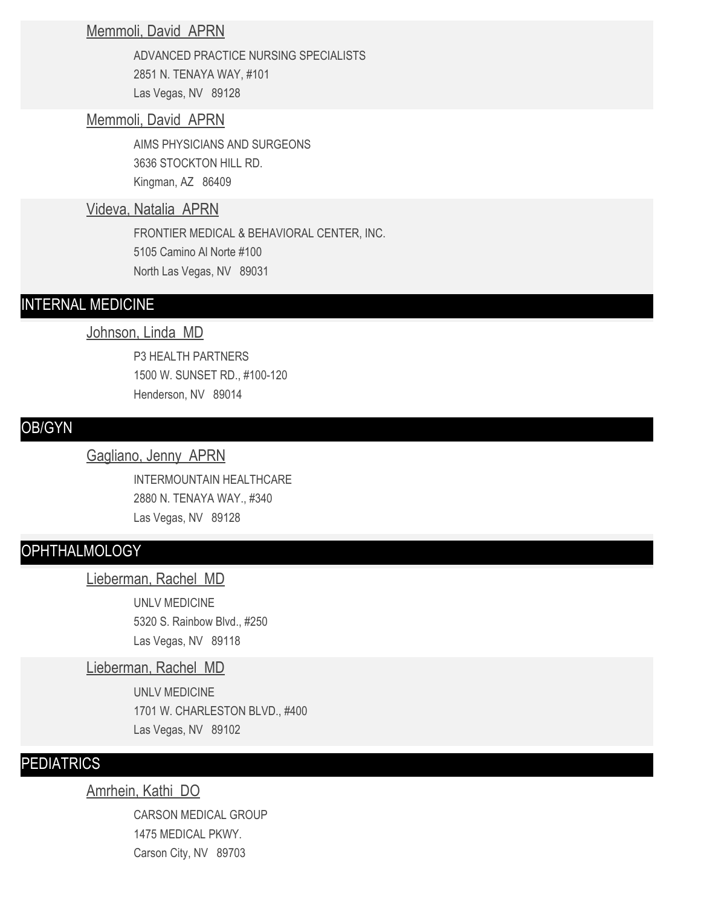Memmoli, David  APRN

ADVANCED PRACTICE NURSING SPECIALISTS
2851 N. TENAYA WAY, #101
Las Vegas, NV   89128

Memmoli, David  APRN

AIMS PHYSICIANS AND SURGEONS
3636 STOCKTON HILL RD.
Kingman, AZ   86409

Videva, Natalia  APRN

FRONTIER MEDICAL & BEHAVIORAL CENTER, INC.
5105 Camino Al Norte #100
North Las Vegas, NV   89031

## INTERNAL MEDICINE

Johnson, Linda  MD

P3 HEALTH PARTNERS
1500 W. SUNSET RD., #100-120
Henderson, NV   89014

## OB/GYN

Gagliano, Jenny  APRN

INTERMOUNTAIN HEALTHCARE
2880 N. TENAYA WAY., #340
Las Vegas, NV   89128

## OPHTHALMOLOGY

Lieberman, Rachel  MD

UNLV MEDICINE
5320 S. Rainbow Blvd., #250
Las Vegas, NV   89118

Lieberman, Rachel  MD

UNLV MEDICINE
1701 W. CHARLESTON BLVD., #400
Las Vegas, NV   89102

## PEDIATRICS

Amrhein, Kathi  DO

CARSON MEDICAL GROUP
1475 MEDICAL PKWY.
Carson City, NV   89703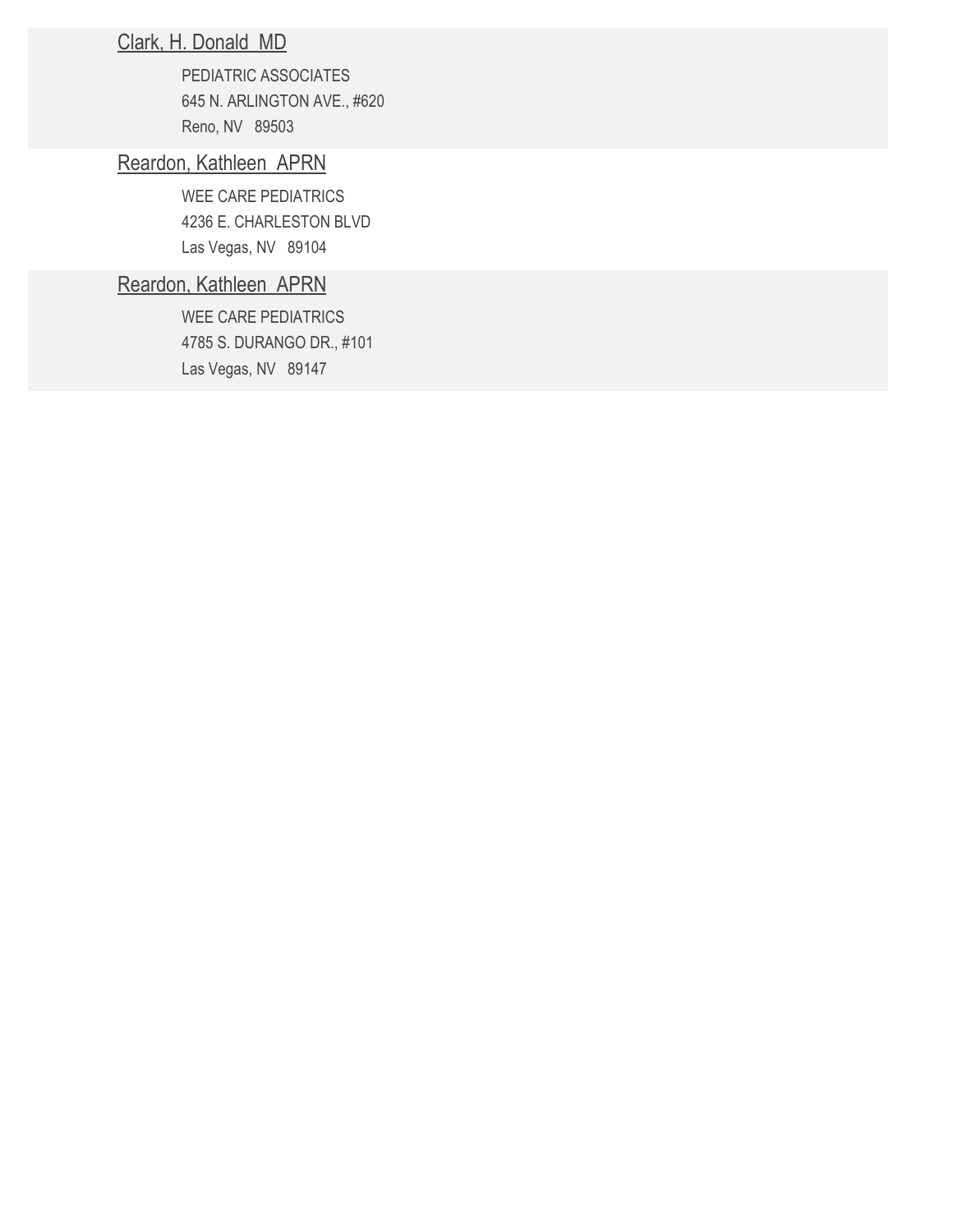Clark, H. Donald  MD

PEDIATRIC ASSOCIATES
645 N. ARLINGTON AVE., #620
Reno, NV   89503

Reardon, Kathleen  APRN

WEE CARE PEDIATRICS
4236 E. CHARLESTON BLVD
Las Vegas, NV   89104

Reardon, Kathleen  APRN

WEE CARE PEDIATRICS
4785 S. DURANGO DR., #101
Las Vegas, NV   89147